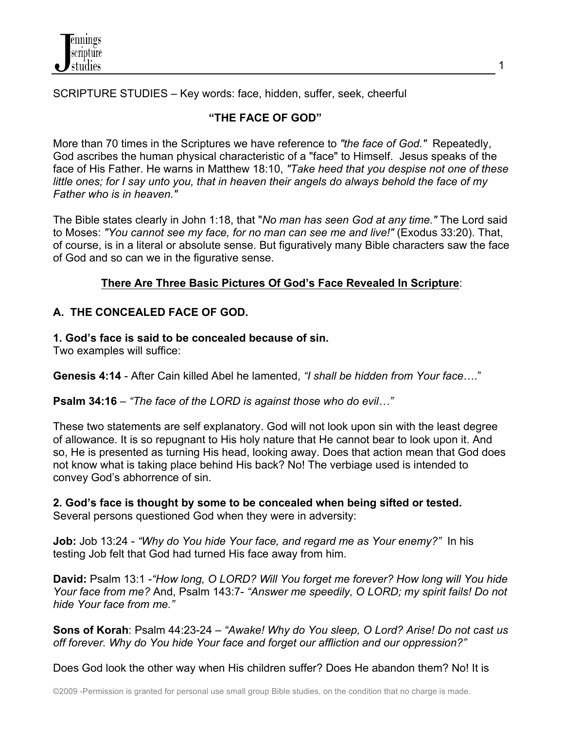SCRIPTURE STUDIES – Key words: face, hidden, suffer, seek, cheerful

# "THE FACE OF GOD"

More than 70 times in the Scriptures we have reference to *"the face of God."* Repeatedly, God ascribes the human physical characteristic of a "face" to Himself. Jesus speaks of the face of His Father. He warns in Matthew 18:10, *"Take heed that you despise not one of these little ones; for I say unto you, that in heaven their angels do always behold the face of my Father who is in heaven."*

The Bible states clearly in John 1:18, that "*No man has seen God at any time."* The Lord said to Moses: *"You cannot see my face, for no man can see me and live!"* (Exodus 33:20). That, of course, is in a literal or absolute sense. But figuratively many Bible characters saw the face of God and so can we in the figurative sense.

**<u>There Are Three Basic Pictures Of God's Face Revealed In Scripture</u>**:

## A. THE CONCEALED FACE OF GOD.

**1. God's face is said to be concealed because of sin.**
Two examples will suffice:

**Genesis 4:14** - After Cain killed Abel he lamented, *"I shall be hidden from Your face…."*

**Psalm 34:16** – *"The face of the LORD is against those who do evil…"*

These two statements are self explanatory. God will not look upon sin with the least degree of allowance. It is so repugnant to His holy nature that He cannot bear to look upon it. And so, He is presented as turning His head, looking away. Does that action mean that God does not know what is taking place behind His back? No! The verbiage used is intended to convey God's abhorrence of sin.

**2. God's face is thought by some to be concealed when being sifted or tested.**
Several persons questioned God when they were in adversity:

**Job:** Job 13:24 - *"Why do You hide Your face, and regard me as Your enemy?"* In his testing Job felt that God had turned His face away from him.

**David:** Psalm 13:1 -*"How long, O LORD? Will You forget me forever? How long will You hide Your face from me?* And, Psalm 143:7- *"Answer me speedily, O LORD; my spirit fails! Do not hide Your face from me."*

**Sons of Korah**: Psalm 44:23-24 – *"Awake! Why do You sleep, O Lord? Arise! Do not cast us off forever. Why do You hide Your face and forget our affliction and our oppression?"*

Does God look the other way when His children suffer? Does He abandon them? No! It is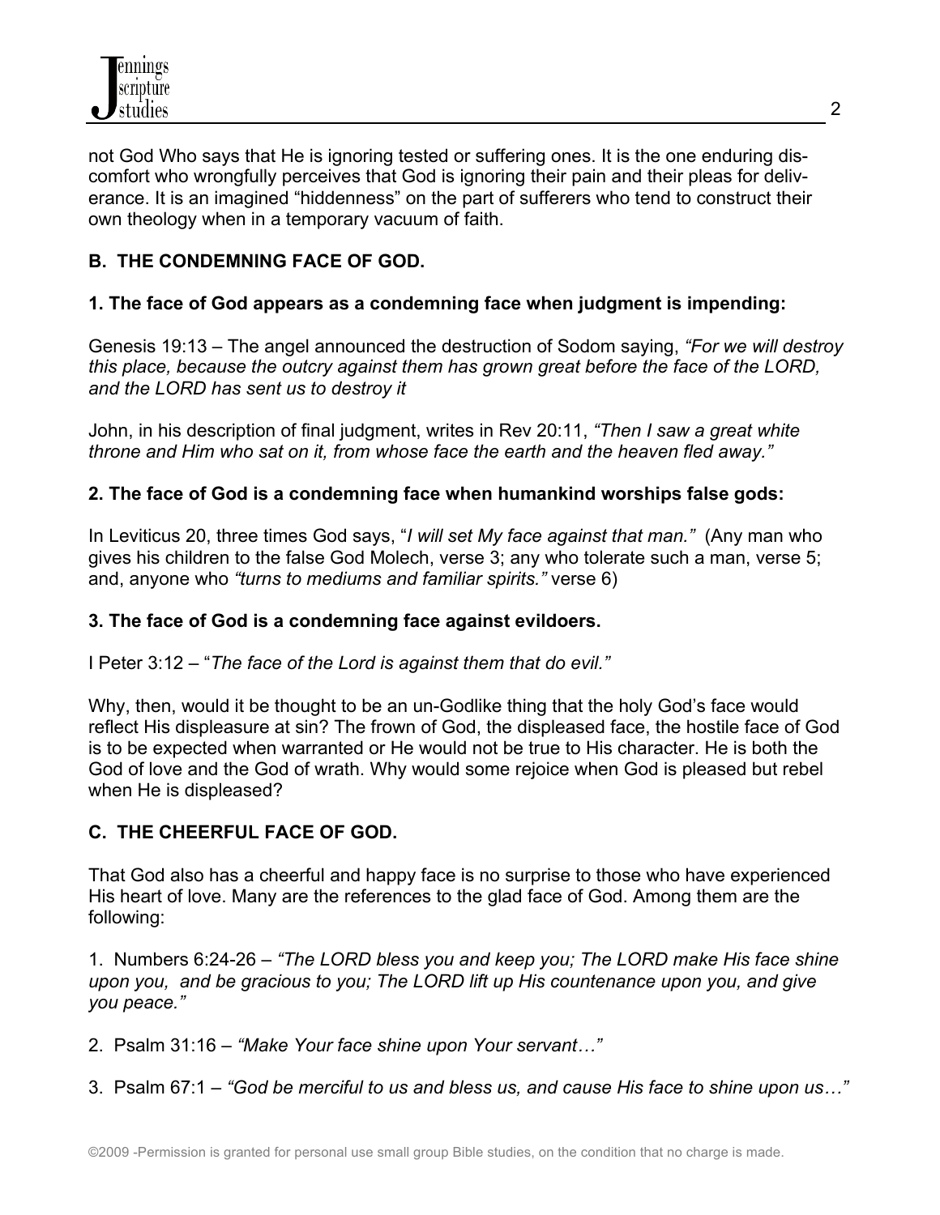not God Who says that He is ignoring tested or suffering ones. It is the one enduring discomfort who wrongfully perceives that God is ignoring their pain and their pleas for deliverance. It is an imagined "hiddenness" on the part of sufferers who tend to construct their own theology when in a temporary vacuum of faith.

## B. THE CONDEMNING FACE OF GOD.

### 1. The face of God appears as a condemning face when judgment is impending:

Genesis 19:13 – The angel announced the destruction of Sodom saying, *"For we will destroy this place, because the outcry against them has grown great before the face of the LORD, and the LORD has sent us to destroy it*

John, in his description of final judgment, writes in Rev 20:11, *"Then I saw a great white throne and Him who sat on it, from whose face the earth and the heaven fled away."*

### 2. The face of God is a condemning face when humankind worships false gods:

In Leviticus 20, three times God says, "*I will set My face against that man."* (Any man who gives his children to the false God Molech, verse 3; any who tolerate such a man, verse 5; and, anyone who *"turns to mediums and familiar spirits."* verse 6)

### 3. The face of God is a condemning face against evildoers.

I Peter 3:12 – "*The face of the Lord is against them that do evil."*

Why, then, would it be thought to be an un-Godlike thing that the holy God's face would reflect His displeasure at sin? The frown of God, the displeased face, the hostile face of God is to be expected when warranted or He would not be true to His character. He is both the God of love and the God of wrath. Why would some rejoice when God is pleased but rebel when He is displeased?

## C. THE CHEERFUL FACE OF GOD.

That God also has a cheerful and happy face is no surprise to those who have experienced His heart of love. Many are the references to the glad face of God. Among them are the following:

1. Numbers 6:24-26 – *"The LORD bless you and keep you; The LORD make His face shine upon you, and be gracious to you; The LORD lift up His countenance upon you, and give you peace."*

2. Psalm 31:16 – *"Make Your face shine upon Your servant…"*

3. Psalm 67:1 – *"God be merciful to us and bless us, and cause His face to shine upon us…"*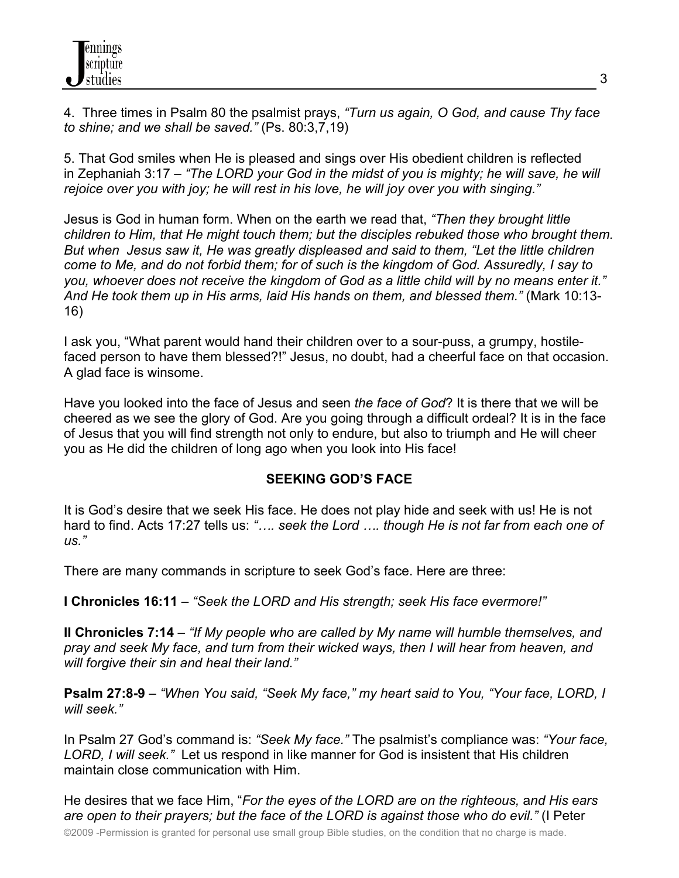4. Three times in Psalm 80 the psalmist prays, *"Turn us again, O God, and cause Thy face to shine; and we shall be saved."* (Ps. 80:3,7,19)

5. That God smiles when He is pleased and sings over His obedient children is reflected in Zephaniah 3:17 – *"The LORD your God in the midst of you is mighty; he will save, he will rejoice over you with joy; he will rest in his love, he will joy over you with singing."*

Jesus is God in human form. When on the earth we read that, *"Then they brought little children to Him, that He might touch them; but the disciples rebuked those who brought them. But when Jesus saw it, He was greatly displeased and said to them, "Let the little children come to Me, and do not forbid them; for of such is the kingdom of God. Assuredly, I say to you, whoever does not receive the kingdom of God as a little child will by no means enter it." And He took them up in His arms, laid His hands on them, and blessed them."* (Mark 10:13-16)

I ask you, "What parent would hand their children over to a sour-puss, a grumpy, hostile-faced person to have them blessed?!" Jesus, no doubt, had a cheerful face on that occasion. A glad face is winsome.

Have you looked into the face of Jesus and seen *the face of God*? It is there that we will be cheered as we see the glory of God. Are you going through a difficult ordeal? It is in the face of Jesus that you will find strength not only to endure, but also to triumph and He will cheer you as He did the children of long ago when you look into His face!

## SEEKING GOD'S FACE

It is God's desire that we seek His face. He does not play hide and seek with us! He is not hard to find. Acts 17:27 tells us: *"…. seek the Lord …. though He is not far from each one of us."*

There are many commands in scripture to seek God's face. Here are three:

**I Chronicles 16:11** – *"Seek the LORD and His strength; seek His face evermore!"*

**II Chronicles 7:14** – *"If My people who are called by My name will humble themselves, and pray and seek My face, and turn from their wicked ways, then I will hear from heaven, and will forgive their sin and heal their land."*

**Psalm 27:8-9** – *"When You said, "Seek My face," my heart said to You, "Your face, LORD, I will seek."*

In Psalm 27 God's command is: *"Seek My face."* The psalmist's compliance was: *"Your face, LORD, I will seek."* Let us respond in like manner for God is insistent that His children maintain close communication with Him.

He desires that we face Him, "*For the eyes of the LORD are on the righteous, and His ears are open to their prayers; but the face of the LORD is against those who do evil."* (I Peter

©2009 -Permission is granted for personal use small group Bible studies, on the condition that no charge is made.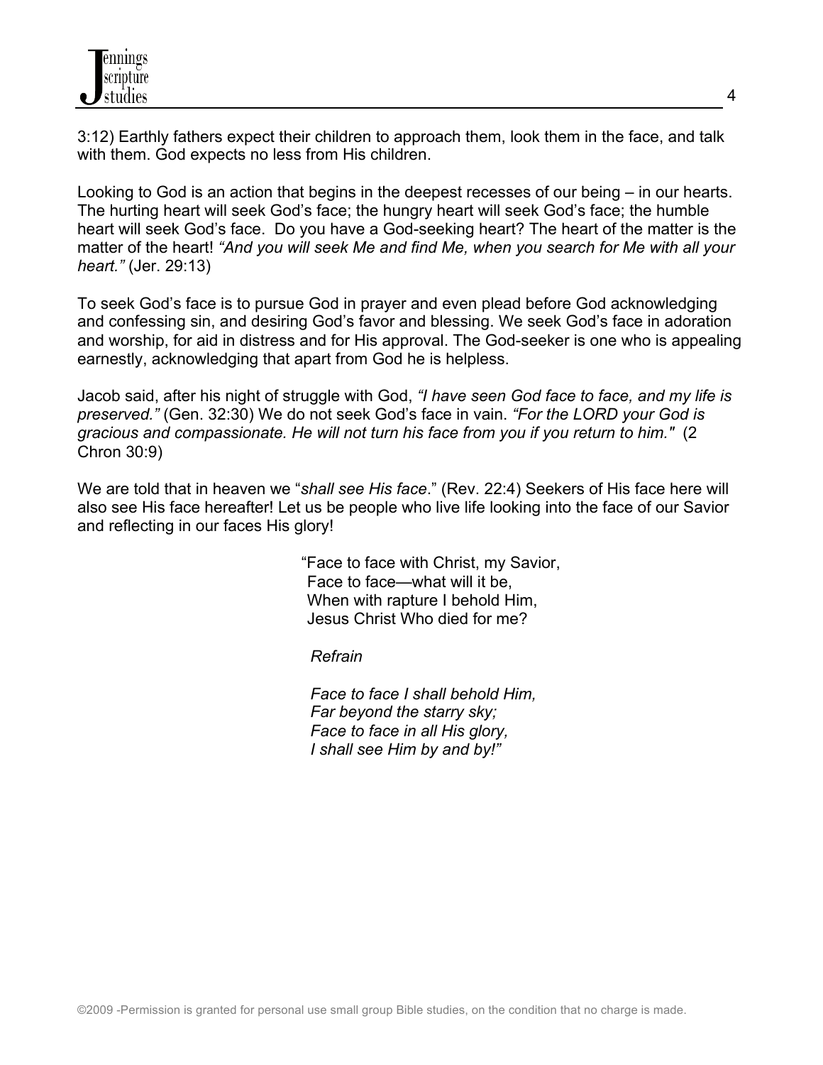3:12) Earthly fathers expect their children to approach them, look them in the face, and talk with them. God expects no less from His children.

Looking to God is an action that begins in the deepest recesses of our being – in our hearts. The hurting heart will seek God's face; the hungry heart will seek God's face; the humble heart will seek God's face. Do you have a God-seeking heart? The heart of the matter is the matter of the heart! *"And you will seek Me and find Me, when you search for Me with all your heart."* (Jer. 29:13)

To seek God's face is to pursue God in prayer and even plead before God acknowledging and confessing sin, and desiring God's favor and blessing. We seek God's face in adoration and worship, for aid in distress and for His approval. The God-seeker is one who is appealing earnestly, acknowledging that apart from God he is helpless.

Jacob said, after his night of struggle with God, *"I have seen God face to face, and my life is preserved."* (Gen. 32:30) We do not seek God's face in vain. *"For the LORD your God is gracious and compassionate. He will not turn his face from you if you return to him."* (2 Chron 30:9)

We are told that in heaven we "*shall see His face*." (Rev. 22:4) Seekers of His face here will also see His face hereafter! Let us be people who live life looking into the face of our Savior and reflecting in our faces His glory!

"Face to face with Christ, my Savior,
Face to face—what will it be,
When with rapture I behold Him,
Jesus Christ Who died for me?

*Refrain*

*Face to face I shall behold Him,*
*Far beyond the starry sky;*
*Face to face in all His glory,*
*I shall see Him by and by!"*

©2009 -Permission is granted for personal use small group Bible studies, on the condition that no charge is made.